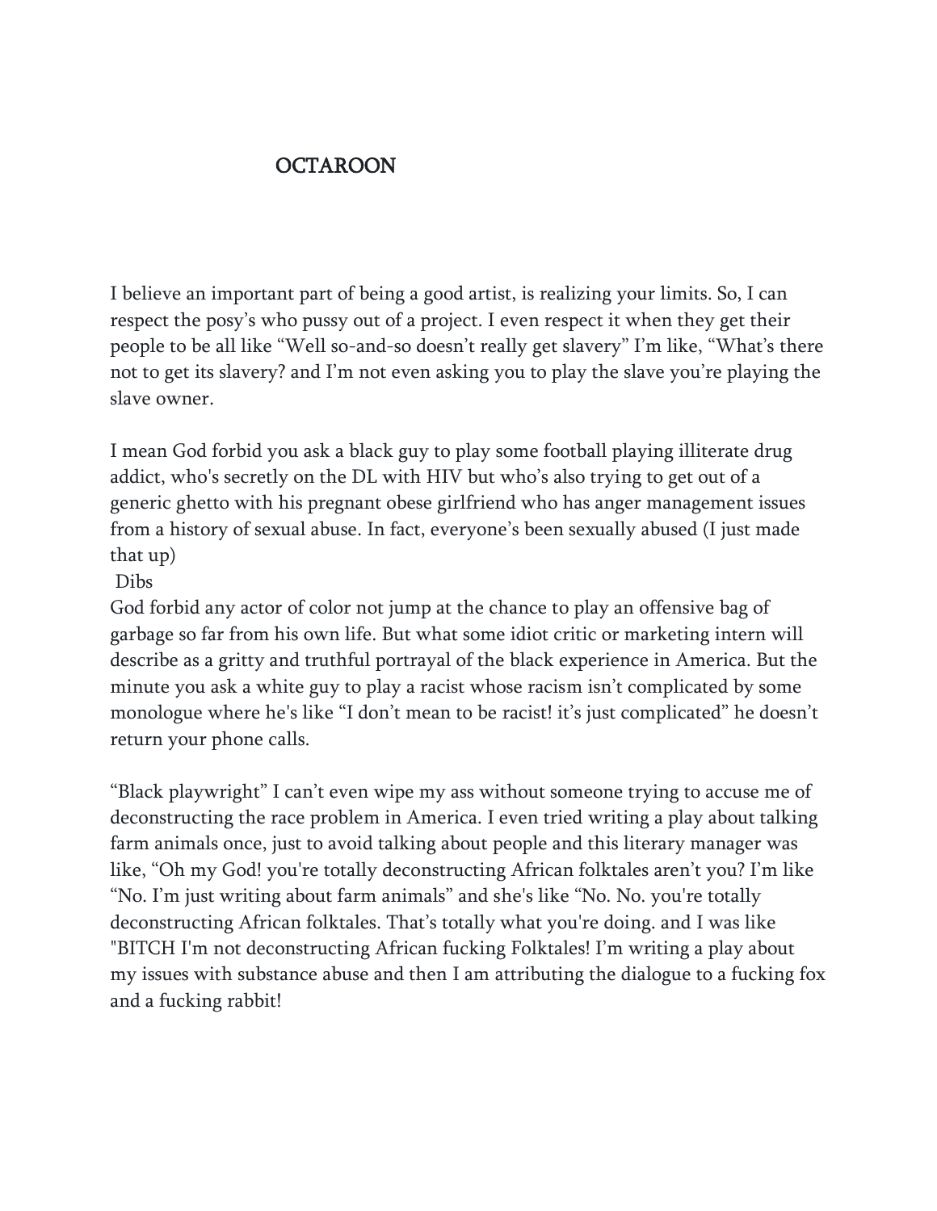# OCTAROON

I believe an important part of being a good artist, is realizing your limits. So, I can respect the posy's who pussy out of a project. I even respect it when they get their people to be all like "Well so-and-so doesn't really get slavery" I'm like, "What's there not to get its slavery? and I'm not even asking you to play the slave you're playing the slave owner.

I mean God forbid you ask a black guy to play some football playing illiterate drug addict, who's secretly on the DL with HIV but who's also trying to get out of a generic ghetto with his pregnant obese girlfriend who has anger management issues from a history of sexual abuse. In fact, everyone's been sexually abused (I just made that up)
Dibs
God forbid any actor of color not jump at the chance to play an offensive bag of garbage so far from his own life. But what some idiot critic or marketing intern will describe as a gritty and truthful portrayal of the black experience in America. But the minute you ask a white guy to play a racist whose racism isn't complicated by some monologue where he's like "I don't mean to be racist! it's just complicated" he doesn't return your phone calls.

"Black playwright" I can't even wipe my ass without someone trying to accuse me of deconstructing the race problem in America. I even tried writing a play about talking farm animals once, just to avoid talking about people and this literary manager was like, "Oh my God! you're totally deconstructing African folktales aren't you? I'm like "No. I'm just writing about farm animals" and she's like "No. No. you're totally deconstructing African folktales. That's totally what you're doing. and I was like "BITCH I'm not deconstructing African fucking Folktales! I'm writing a play about my issues with substance abuse and then I am attributing the dialogue to a fucking fox and a fucking rabbit!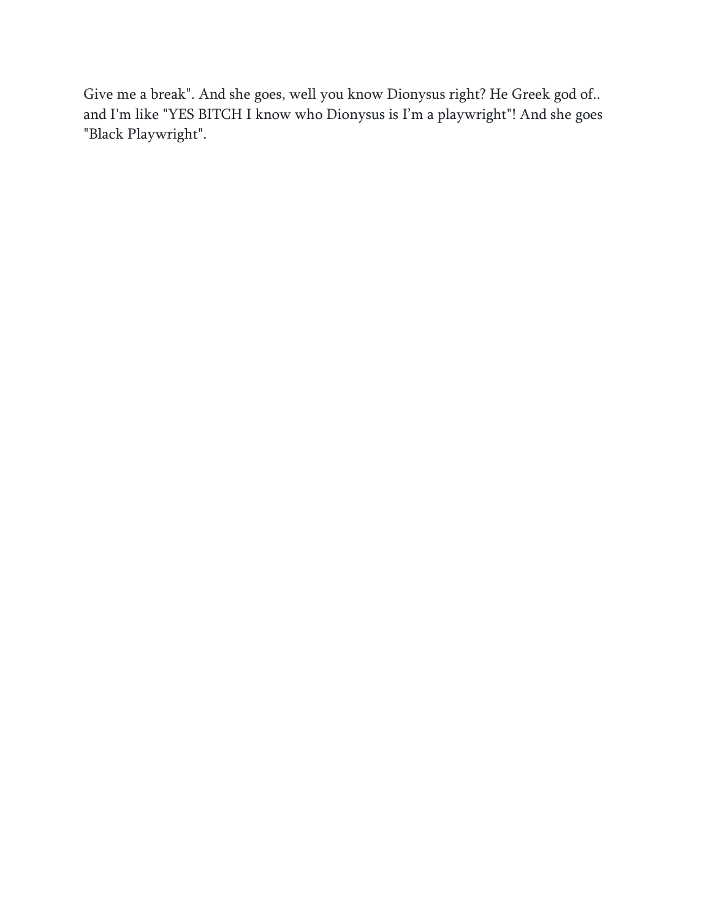Give me a break". And she goes, well you know Dionysus right? He Greek god of.. and I'm like "YES BITCH I know who Dionysus is I'm a playwright"! And she goes "Black Playwright".